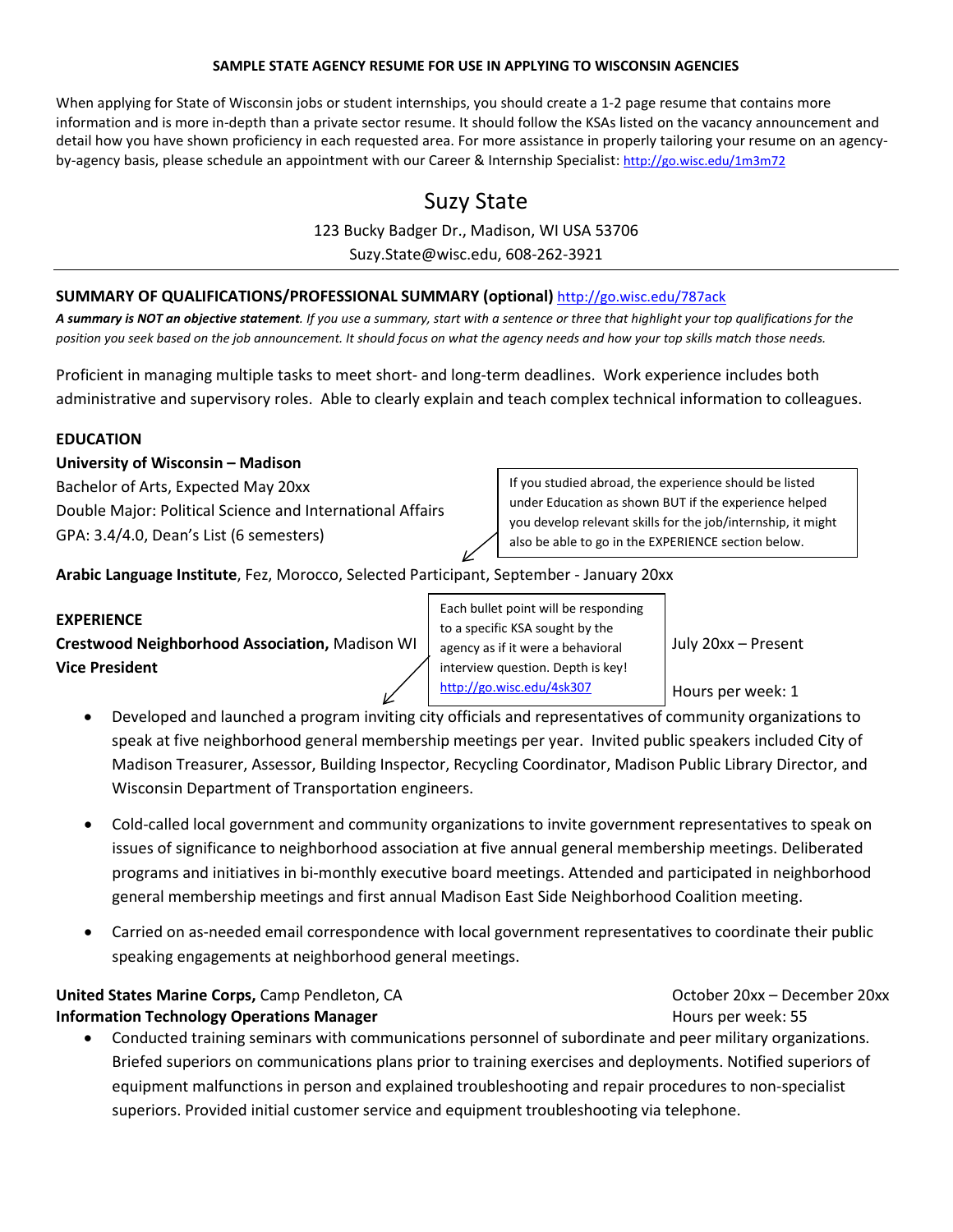**SAMPLE STATE AGENCY RESUME FOR USE IN APPLYING TO WISCONSIN AGENCIES**

When applying for State of Wisconsin jobs or student internships, you should create a 1-2 page resume that contains more information and is more in-depth than a private sector resume. It should follow the KSAs listed on the vacancy announcement and detail how you have shown proficiency in each requested area. For more assistance in properly tailoring your resume on an agency-by-agency basis, please schedule an appointment with our Career & Internship Specialist: http://go.wisc.edu/1m3m72

# Suzy State

123 Bucky Badger Dr., Madison, WI USA 53706

Suzy.State@wisc.edu, 608-262-3921

---

**SUMMARY OF QUALIFICATIONS/PROFESSIONAL SUMMARY (optional)** http://go.wisc.edu/787ack

***A summary is NOT an objective statement****. If you use a summary, start with a sentence or three that highlight your top qualifications for the position you seek based on the job announcement. It should focus on what the agency needs and how your top skills match those needs.*

Proficient in managing multiple tasks to meet short- and long-term deadlines. Work experience includes both administrative and supervisory roles. Able to clearly explain and teach complex technical information to colleagues.

**EDUCATION**

**University of Wisconsin – Madison**

Bachelor of Arts, Expected May 20xx

Double Major: Political Science and International Affairs

GPA: 3.4/4.0, Dean's List (6 semesters)

> If you studied abroad, the experience should be listed under Education as shown BUT if the experience helped you develop relevant skills for the job/internship, it might also be able to go in the EXPERIENCE section below.

**Arabic Language Institute**, Fez, Morocco, Selected Participant, September - January 20xx

**EXPERIENCE**

> Each bullet point will be responding to a specific KSA sought by the agency as if it were a behavioral interview question. Depth is key! http://go.wisc.edu/4sk307

**Crestwood Neighborhood Association,** Madison WI — July 20xx – Present
**Vice President** — Hours per week: 1

- Developed and launched a program inviting city officials and representatives of community organizations to speak at five neighborhood general membership meetings per year. Invited public speakers included City of Madison Treasurer, Assessor, Building Inspector, Recycling Coordinator, Madison Public Library Director, and Wisconsin Department of Transportation engineers.
- Cold-called local government and community organizations to invite government representatives to speak on issues of significance to neighborhood association at five annual general membership meetings. Deliberated programs and initiatives in bi-monthly executive board meetings. Attended and participated in neighborhood general membership meetings and first annual Madison East Side Neighborhood Coalition meeting.
- Carried on as-needed email correspondence with local government representatives to coordinate their public speaking engagements at neighborhood general meetings.

**United States Marine Corps,** Camp Pendleton, CA — October 20xx – December 20xx
**Information Technology Operations Manager** — Hours per week: 55

- Conducted training seminars with communications personnel of subordinate and peer military organizations. Briefed superiors on communications plans prior to training exercises and deployments. Notified superiors of equipment malfunctions in person and explained troubleshooting and repair procedures to non-specialist superiors. Provided initial customer service and equipment troubleshooting via telephone.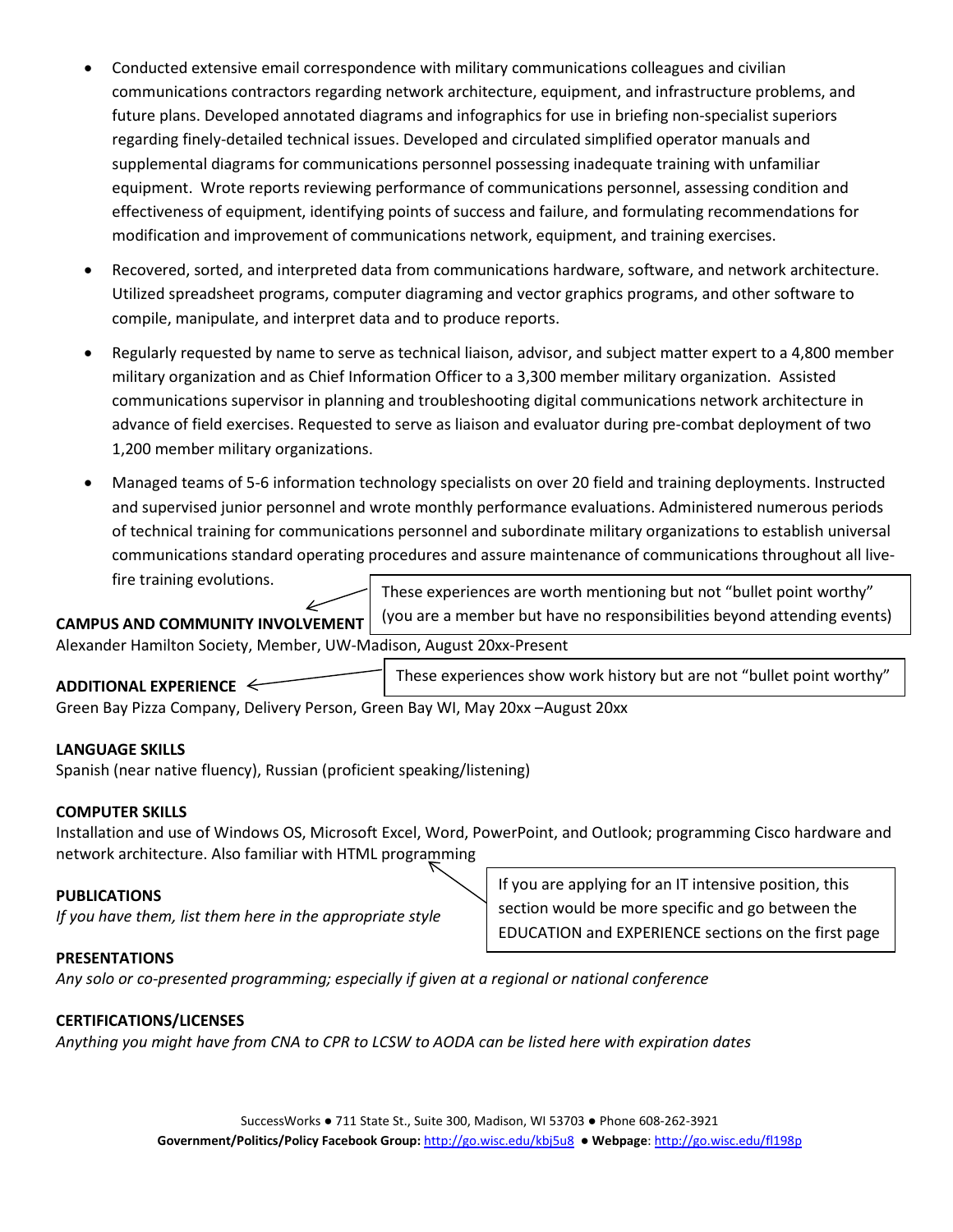- Conducted extensive email correspondence with military communications colleagues and civilian communications contractors regarding network architecture, equipment, and infrastructure problems, and future plans. Developed annotated diagrams and infographics for use in briefing non-specialist superiors regarding finely-detailed technical issues. Developed and circulated simplified operator manuals and supplemental diagrams for communications personnel possessing inadequate training with unfamiliar equipment. Wrote reports reviewing performance of communications personnel, assessing condition and effectiveness of equipment, identifying points of success and failure, and formulating recommendations for modification and improvement of communications network, equipment, and training exercises.
- Recovered, sorted, and interpreted data from communications hardware, software, and network architecture. Utilized spreadsheet programs, computer diagraming and vector graphics programs, and other software to compile, manipulate, and interpret data and to produce reports.
- Regularly requested by name to serve as technical liaison, advisor, and subject matter expert to a 4,800 member military organization and as Chief Information Officer to a 3,300 member military organization. Assisted communications supervisor in planning and troubleshooting digital communications network architecture in advance of field exercises. Requested to serve as liaison and evaluator during pre-combat deployment of two 1,200 member military organizations.
- Managed teams of 5-6 information technology specialists on over 20 field and training deployments. Instructed and supervised junior personnel and wrote monthly performance evaluations. Administered numerous periods of technical training for communications personnel and subordinate military organizations to establish universal communications standard operating procedures and assure maintenance of communications throughout all live-fire training evolutions.

**CAMPUS AND COMMUNITY INVOLVEMENT**

These experiences are worth mentioning but not "bullet point worthy" (you are a member but have no responsibilities beyond attending events)

Alexander Hamilton Society, Member, UW-Madison, August 20xx-Present

**ADDITIONAL EXPERIENCE**

These experiences show work history but are not "bullet point worthy"

Green Bay Pizza Company, Delivery Person, Green Bay WI, May 20xx –August 20xx

**LANGUAGE SKILLS**

Spanish (near native fluency), Russian (proficient speaking/listening)

**COMPUTER SKILLS**

Installation and use of Windows OS, Microsoft Excel, Word, PowerPoint, and Outlook; programming Cisco hardware and network architecture. Also familiar with HTML programming

If you are applying for an IT intensive position, this section would be more specific and go between the EDUCATION and EXPERIENCE sections on the first page

**PUBLICATIONS**

*If you have them, list them here in the appropriate style*

**PRESENTATIONS**

*Any solo or co-presented programming; especially if given at a regional or national conference*

**CERTIFICATIONS/LICENSES**

*Anything you might have from CNA to CPR to LCSW to AODA can be listed here with expiration dates*

SuccessWorks ● 711 State St., Suite 300, Madison, WI 53703 ● Phone 608-262-3921

**Government/Politics/Policy Facebook Group:** http://go.wisc.edu/kbj5u8 ● **Webpage**: http://go.wisc.edu/fl198p